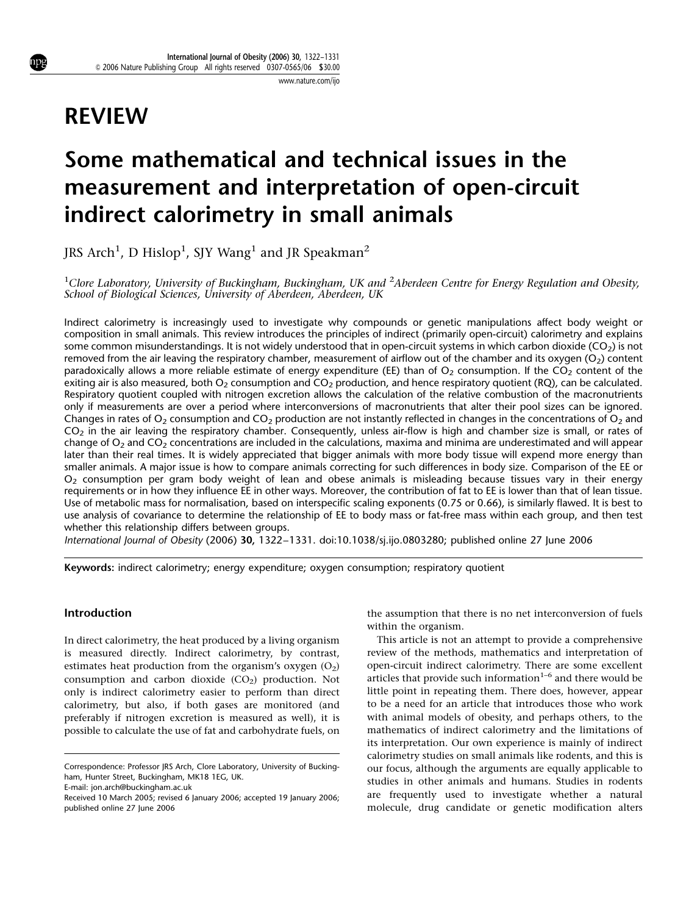REVIEW

# Some mathematical and technical issues in the measurement and interpretation of open-circuit indirect calorimetry in small animals

JRS Arch[1], D Hislop[1], SJY Wang[1] and JR Speakman[2]

[1]Clore Laboratory, University of Buckingham, Buckingham, UK and [2]Aberdeen Centre for Energy Regulation and Obesity, School of Biological Sciences, University of Aberdeen, Aberdeen, UK

Indirect calorimetry is increasingly used to investigate why compounds or genetic manipulations affect body weight or composition in small animals. This review introduces the principles of indirect (primarily open-circuit) calorimetry and explains some common misunderstandings. It is not widely understood that in open-circuit systems in which carbon dioxide ($CO_2$) is not removed from the air leaving the respiratory chamber, measurement of airflow out of the chamber and its oxygen ($O_2$) content paradoxically allows a more reliable estimate of energy expenditure (EE) than of $O_2$ consumption. If the $CO_2$ content of the exiting air is also measured, both $O_2$ consumption and $CO_2$ production, and hence respiratory quotient (RQ), can be calculated. Respiratory quotient coupled with nitrogen excretion allows the calculation of the relative combustion of the macronutrients only if measurements are over a period where interconversions of macronutrients that alter their pool sizes can be ignored. Changes in rates of $O_2$ consumption and $CO_2$ production are not instantly reflected in changes in the concentrations of $O_2$ and $CO_2$ in the air leaving the respiratory chamber. Consequently, unless air-flow is high and chamber size is small, or rates of change of $O_2$ and $CO_2$ concentrations are included in the calculations, maxima and minima are underestimated and will appear later than their real times. It is widely appreciated that bigger animals with more body tissue will expend more energy than smaller animals. A major issue is how to compare animals correcting for such differences in body size. Comparison of the EE or $O_2$ consumption per gram body weight of lean and obese animals is misleading because tissues vary in their energy requirements or in how they influence EE in other ways. Moreover, the contribution of fat to EE is lower than that of lean tissue. Use of metabolic mass for normalisation, based on interspecific scaling exponents (0.75 or 0.66), is similarly flawed. It is best to use analysis of covariance to determine the relationship of EE to body mass or fat-free mass within each group, and then test whether this relationship differs between groups.

*International Journal of Obesity* (2006) **30**, 1322–1331. doi:10.1038/sj.ijo.0803280; published online 27 June 2006

**Keywords:** indirect calorimetry; energy expenditure; oxygen consumption; respiratory quotient

## Introduction

In direct calorimetry, the heat produced by a living organism is measured directly. Indirect calorimetry, by contrast, estimates heat production from the organism's oxygen ($O_2$) consumption and carbon dioxide ($CO_2$) production. Not only is indirect calorimetry easier to perform than direct calorimetry, but also, if both gases are monitored (and preferably if nitrogen excretion is measured as well), it is possible to calculate the use of fat and carbohydrate fuels, on the assumption that there is no net interconversion of fuels within the organism.

This article is not an attempt to provide a comprehensive review of the methods, mathematics and interpretation of open-circuit indirect calorimetry. There are some excellent articles that provide such information[1–6] and there would be little point in repeating them. There does, however, appear to be a need for an article that introduces those who work with animal models of obesity, and perhaps others, to the mathematics of indirect calorimetry and the limitations of its interpretation. Our own experience is mainly of indirect calorimetry studies on small animals like rodents, and this is our focus, although the arguments are equally applicable to studies in other animals and humans. Studies in rodents are frequently used to investigate whether a natural molecule, drug candidate or genetic modification alters

Correspondence: Professor JRS Arch, Clore Laboratory, University of Buckingham, Hunter Street, Buckingham, MK18 1EG, UK.
E-mail: jon.arch@buckingham.ac.uk
Received 10 March 2005; revised 6 January 2006; accepted 19 January 2006; published online 27 June 2006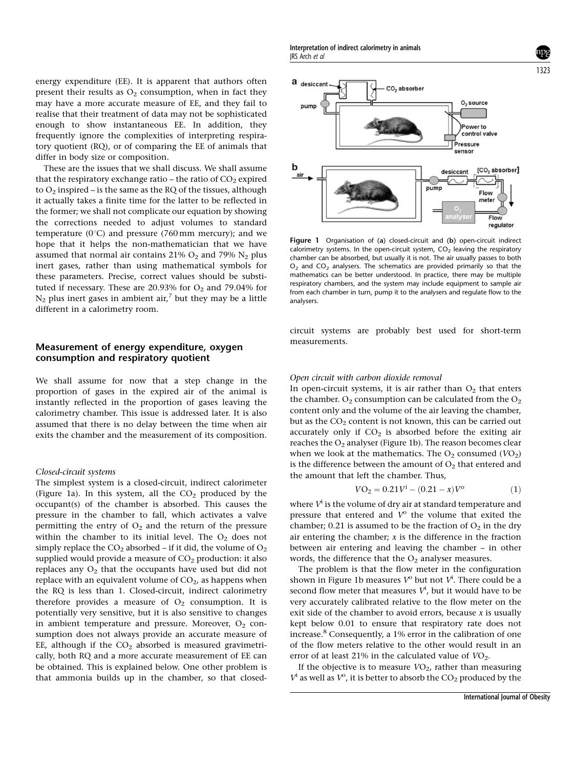energy expenditure (EE). It is apparent that authors often present their results as $O_2$ consumption, when in fact they may have a more accurate measure of EE, and they fail to realise that their treatment of data may not be sophisticated enough to show instantaneous EE. In addition, they frequently ignore the complexities of interpreting respiratory quotient (RQ), or of comparing the EE of animals that differ in body size or composition.

These are the issues that we shall discuss. We shall assume that the respiratory exchange ratio – the ratio of $CO_2$ expired to $O_2$ inspired – is the same as the RQ of the tissues, although it actually takes a finite time for the latter to be reflected in the former; we shall not complicate our equation by showing the corrections needed to adjust volumes to standard temperature (0°C) and pressure (760 mm mercury); and we hope that it helps the non-mathematician that we have assumed that normal air contains 21% $O_2$ and 79% $N_2$ plus inert gases, rather than using mathematical symbols for these parameters. Precise, correct values should be substituted if necessary. These are 20.93% for $O_2$ and 79.04% for $N_2$ plus inert gases in ambient air,[7] but they may be a little different in a calorimetry room.

## Measurement of energy expenditure, oxygen consumption and respiratory quotient

We shall assume for now that a step change in the proportion of gases in the expired air of the animal is instantly reflected in the proportion of gases leaving the calorimetry chamber. This issue is addressed later. It is also assumed that there is no delay between the time when air exits the chamber and the measurement of its composition.

### *Closed-circuit systems*

The simplest system is a closed-circuit, indirect calorimeter (Figure 1a). In this system, all the $CO_2$ produced by the occupant(s) of the chamber is absorbed. This causes the pressure in the chamber to fall, which activates a valve permitting the entry of $O_2$ and the return of the pressure within the chamber to its initial level. The $O_2$ does not simply replace the $CO_2$ absorbed – if it did, the volume of $O_2$ supplied would provide a measure of $CO_2$ production: it also replaces any $O_2$ that the occupants have used but did not replace with an equivalent volume of $CO_2$, as happens when the RQ is less than 1. Closed-circuit, indirect calorimetry therefore provides a measure of $O_2$ consumption. It is potentially very sensitive, but it is also sensitive to changes in ambient temperature and pressure. Moreover, $O_2$ consumption does not always provide an accurate measure of EE, although if the $CO_2$ absorbed is measured gravimetrically, both RQ and a more accurate measurement of EE can be obtained. This is explained below. One other problem is that ammonia builds up in the chamber, so that closed-circuit systems are probably best used for short-term measurements.

a
desiccant
$CO_2$ absorber
pump
$O_2$ source
Power to control valve
Pressure sensor

b
air
desiccant
[$CO_2$ absorber]
pump
Flow meter
$O_2$ analyser
Flow regulator

**Figure 1** Organisation of (**a**) closed-circuit and (**b**) open-circuit indirect calorimetry systems. In the open-circuit system, $CO_2$ leaving the respiratory chamber can be absorbed, but usually it is not. The air usually passes to both $O_2$ and $CO_2$ analysers. The schematics are provided primarily so that the mathematics can be better understood. In practice, there may be multiple respiratory chambers, and the system may include equipment to sample air from each chamber in turn, pump it to the analysers and regulate flow to the analysers.

### *Open circuit with carbon dioxide removal*

In open-circuit systems, it is air rather than $O_2$ that enters the chamber. $O_2$ consumption can be calculated from the $O_2$ content only and the volume of the air leaving the chamber, but as the $CO_2$ content is not known, this can be carried out accurately only if $CO_2$ is absorbed before the exiting air reaches the $O_2$ analyser (Figure 1b). The reason becomes clear when we look at the mathematics. The $O_2$ consumed ($VO_2$) is the difference between the amount of $O_2$ that entered and the amount that left the chamber. Thus,

$$VO_2 = 0.21V^i - (0.21 - x)V^o \quad (1)$$

where $V^i$ is the volume of dry air at standard temperature and pressure that entered and $V^o$ the volume that exited the chamber; 0.21 is assumed to be the fraction of $O_2$ in the dry air entering the chamber; $x$ is the difference in the fraction between air entering and leaving the chamber – in other words, the difference that the $O_2$ analyser measures.

The problem is that the flow meter in the configuration shown in Figure 1b measures $V^o$ but not $V^i$. There could be a second flow meter that measures $V^i$, but it would have to be very accurately calibrated relative to the flow meter on the exit side of the chamber to avoid errors, because $x$ is usually kept below 0.01 to ensure that respiratory rate does not increase.[8] Consequently, a 1% error in the calibration of one of the flow meters relative to the other would result in an error of at least 21% in the calculated value of $VO_2$.

If the objective is to measure $VO_2$, rather than measuring $V^i$ as well as $V^o$, it is better to absorb the $CO_2$ produced by the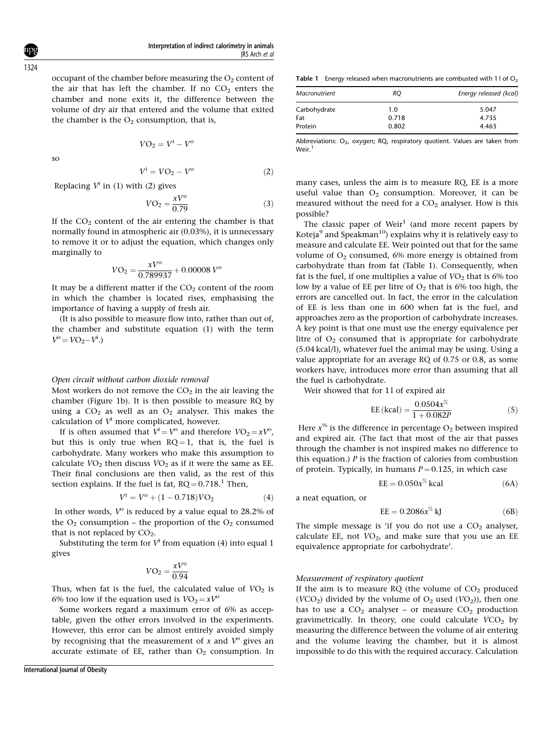occupant of the chamber before measuring the $O_2$ content of the air that has left the chamber. If no $CO_2$ enters the chamber and none exits it, the difference between the volume of dry air that entered and the volume that exited the chamber is the $O_2$ consumption, that is,

$$VO_2 = V^i - V^o$$

so

$$V^i = VO_2 - V^o \tag{2}$$

Replacing $V^i$ in (1) with (2) gives

$$VO_2 = \frac{xV^o}{0.79} \tag{3}$$

If the $CO_2$ content of the air entering the chamber is that normally found in atmospheric air (0.03%), it is unnecessary to remove it or to adjust the equation, which changes only marginally to

$$VO_2 = \frac{xV^o}{0.789937} + 0.00008\,V^o$$

It may be a different matter if the $CO_2$ content of the room in which the chamber is located rises, emphasising the importance of having a supply of fresh air.

(It is also possible to measure flow into, rather than out of, the chamber and substitute equation (1) with the term $V^o = VO_2 - V^i$.)

### *Open circuit without carbon dioxide removal*

Most workers do not remove the $CO_2$ in the air leaving the chamber (Figure 1b). It is then possible to measure RQ by using a $CO_2$ as well as an $O_2$ analyser. This makes the calculation of $V^i$ more complicated, however.

If is often assumed that $V^i = V^o$ and therefore $VO_2 = xV^o$, but this is only true when RQ = 1, that is, the fuel is carbohydrate. Many workers who make this assumption to calculate $VO_2$ then discuss $VO_2$ as if it were the same as EE. Their final conclusions are then valid, as the rest of this section explains. If the fuel is fat, RQ = 0.718.[1] Then,

$$V^i = V^o + (1 - 0.718)VO_2 \tag{4}$$

In other words, $V^o$ is reduced by a value equal to 28.2% of the $O_2$ consumption – the proportion of the $O_2$ consumed that is not replaced by $CO_2$.

Substituting the term for $V^i$ from equation (4) into equal 1 gives

$$VO_2 = \frac{xV^o}{0.94}$$

Thus, when fat is the fuel, the calculated value of $VO_2$ is 6% too low if the equation used is $VO_2 = xV^o$

Some workers regard a maximum error of 6% as acceptable, given the other errors involved in the experiments. However, this error can be almost entirely avoided simply by recognising that the measurement of $x$ and $V^o$ gives an accurate estimate of EE, rather than $O_2$ consumption. In many cases, unless the aim is to measure RQ, EE is a more useful value than $O_2$ consumption. Moreover, it can be measured without the need for a $CO_2$ analyser. How is this possible?

**Table 1** Energy released when macronutrients are combusted with 1 l of $O_2$

| *Macronutrient* | *RQ* | *Energy released (kcal)* |
|---|---|---|
| Carbohydrate | 1.0 | 5.047 |
| Fat | 0.718 | 4.735 |
| Protein | 0.802 | 4.463 |

Abbreviations: $O_2$, oxygen; RQ, respiratory quotient. Values are taken from Weir.[1]

The classic paper of Weir[1] (and more recent papers by Koteja[9] and Speakman[10]) explains why it is relatively easy to measure and calculate EE. Weir pointed out that for the same volume of $O_2$ consumed, 6% more energy is obtained from carbohydrate than from fat (Table 1). Consequently, when fat is the fuel, if one multiplies a value of $VO_2$ that is 6% too low by a value of EE per litre of $O_2$ that is 6% too high, the errors are cancelled out. In fact, the error in the calculation of EE is less than one in 600 when fat is the fuel, and approaches zero as the proportion of carbohydrate increases. A key point is that one must use the energy equivalence per litre of $O_2$ consumed that is appropriate for carbohydrate (5.04 kcal/l), whatever fuel the animal may be using. Using a value appropriate for an average RQ of 0.75 or 0.8, as some workers have, introduces more error than assuming that all the fuel is carbohydrate.

Weir showed that for 1 l of expired air

$$\text{EE (kcal)} = \frac{0.0504x^{\%}}{1 + 0.082P} \tag{5}$$

Here $x^{\%}$ is the difference in percentage $O_2$ between inspired and expired air. (The fact that most of the air that passes through the chamber is not inspired makes no difference to this equation.) $P$ is the fraction of calories from combustion of protein. Typically, in humans $P = 0.125$, in which case

$$\text{EE} = 0.050x^{\%}\ \text{kcal} \tag{6A}$$

a neat equation, or

$$\text{EE} = 0.2086x^{\%}\ \text{kJ} \tag{6B}$$

The simple message is 'if you do not use a $CO_2$ analyser, calculate EE, not $VO_2$, and make sure that you use an EE equivalence appropriate for carbohydrate'.

### *Measurement of respiratory quotient*

If the aim is to measure RQ (the volume of $CO_2$ produced ($VCO_2$) divided by the volume of $O_2$ used ($VO_2$)), then one has to use a $CO_2$ analyser – or measure $CO_2$ production gravimetrically. In theory, one could calculate $VCO_2$ by measuring the difference between the volume of air entering and the volume leaving the chamber, but it is almost impossible to do this with the required accuracy. Calculation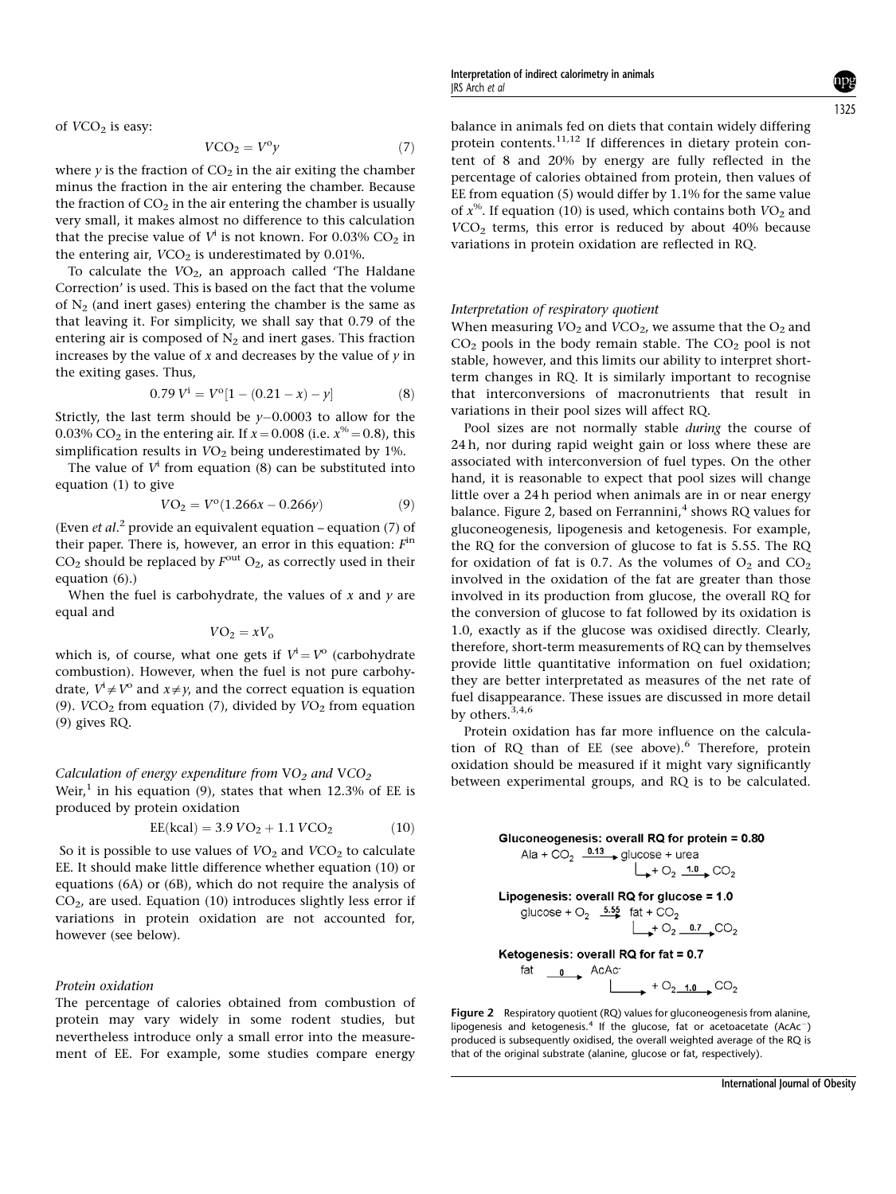of $VCO_2$ is easy:

$$VCO_2 = V^o y \quad (7)$$

where $y$ is the fraction of $CO_2$ in the air exiting the chamber minus the fraction in the air entering the chamber. Because the fraction of $CO_2$ in the air entering the chamber is usually very small, it makes almost no difference to this calculation that the precise value of $V^i$ is not known. For 0.03% $CO_2$ in the entering air, $VCO_2$ is underestimated by 0.01%.

To calculate the $VO_2$, an approach called 'The Haldane Correction' is used. This is based on the fact that the volume of $N_2$ (and inert gases) entering the chamber is the same as that leaving it. For simplicity, we shall say that 0.79 of the entering air is composed of $N_2$ and inert gases. This fraction increases by the value of $x$ and decreases by the value of $y$ in the exiting gases. Thus,

$$0.79\, V^i = V^o[1 - (0.21 - x) - y] \quad (8)$$

Strictly, the last term should be $y-0.0003$ to allow for the 0.03% $CO_2$ in the entering air. If $x = 0.008$ (i.e. $x^{\%} = 0.8$), this simplification results in $VO_2$ being underestimated by 1%.

The value of $V^i$ from equation (8) can be substituted into equation (1) to give

$$VO_2 = V^o(1.266x - 0.266y) \quad (9)$$

(Even *et al.*[2] provide an equivalent equation – equation (7) of their paper. There is, however, an error in this equation: $F^{in}$ $CO_2$ should be replaced by $F^{out}$ $O_2$, as correctly used in their equation (6).)

When the fuel is carbohydrate, the values of $x$ and $y$ are equal and

$$VO_2 = xV_o$$

which is, of course, what one gets if $V^i = V^o$ (carbohydrate combustion). However, when the fuel is not pure carbohydrate, $V^i \neq V^o$ and $x \neq y$, and the correct equation is equation (9). $VCO_2$ from equation (7), divided by $VO_2$ from equation (9) gives RQ.

### *Calculation of energy expenditure from $VO_2$ and $VCO_2$*

Weir,[1] in his equation (9), states that when 12.3% of EE is produced by protein oxidation

$$\text{EE(kcal)} = 3.9\, VO_2 + 1.1\, VCO_2 \quad (10)$$

So it is possible to use values of $VO_2$ and $VCO_2$ to calculate EE. It should make little difference whether equation (10) or equations (6A) or (6B), which do not require the analysis of $CO_2$, are used. Equation (10) introduces slightly less error if variations in protein oxidation are not accounted for, however (see below).

### *Protein oxidation*

The percentage of calories obtained from combustion of protein may vary widely in some rodent studies, but nevertheless introduce only a small error into the measurement of EE. For example, some studies compare energy balance in animals fed on diets that contain widely differing protein contents.[11,12] If differences in dietary protein content of 8 and 20% by energy are fully reflected in the percentage of calories obtained from protein, then values of EE from equation (5) would differ by 1.1% for the same value of $x^{\%}$. If equation (10) is used, which contains both $VO_2$ and $VCO_2$ terms, this error is reduced by about 40% because variations in protein oxidation are reflected in RQ.

### *Interpretation of respiratory quotient*

When measuring $VO_2$ and $VCO_2$, we assume that the $O_2$ and $CO_2$ pools in the body remain stable. The $CO_2$ pool is not stable, however, and this limits our ability to interpret short-term changes in RQ. It is similarly important to recognise that interconversions of macronutrients that result in variations in their pool sizes will affect RQ.

Pool sizes are not normally stable *during* the course of 24 h, nor during rapid weight gain or loss where these are associated with interconversion of fuel types. On the other hand, it is reasonable to expect that pool sizes will change little over a 24 h period when animals are in or near energy balance. Figure 2, based on Ferrannini,[4] shows RQ values for gluconeogenesis, lipogenesis and ketogenesis. For example, the RQ for the conversion of glucose to fat is 5.55. The RQ for oxidation of fat is 0.7. As the volumes of $O_2$ and $CO_2$ involved in the oxidation of the fat are greater than those involved in its production from glucose, the overall RQ for the conversion of glucose to fat followed by its oxidation is 1.0, exactly as if the glucose was oxidised directly. Clearly, therefore, short-term measurements of RQ can by themselves provide little quantitative information on fuel oxidation; they are better interpretated as measures of the net rate of fuel disappearance. These issues are discussed in more detail by others.[3,4,6]

Protein oxidation has far more influence on the calculation of RQ than of EE (see above).[6] Therefore, protein oxidation should be measured if it might vary significantly between experimental groups, and RQ is to be calculated.

**Gluconeogenesis: overall RQ for protein = 0.80**

Ala + $CO_2$ —0.13→ glucose + urea

→ + $O_2$ —1.0→ $CO_2$

**Lipogenesis: overall RQ for glucose = 1.0**

glucose + $O_2$ —5.55→ fat + $CO_2$

→ + $O_2$ —0.7→ $CO_2$

**Ketogenesis: overall RQ for fat = 0.7**

fat —0→ AcAc⁻

→ + $O_2$ —1.0→ $CO_2$

**Figure 2** Respiratory quotient (RQ) values for gluconeogenesis from alanine, lipogenesis and ketogenesis.[4] If the glucose, fat or acetoacetate ($AcAc^-$) produced is subsequently oxidised, the overall weighted average of the RQ is that of the original substrate (alanine, glucose or fat, respectively).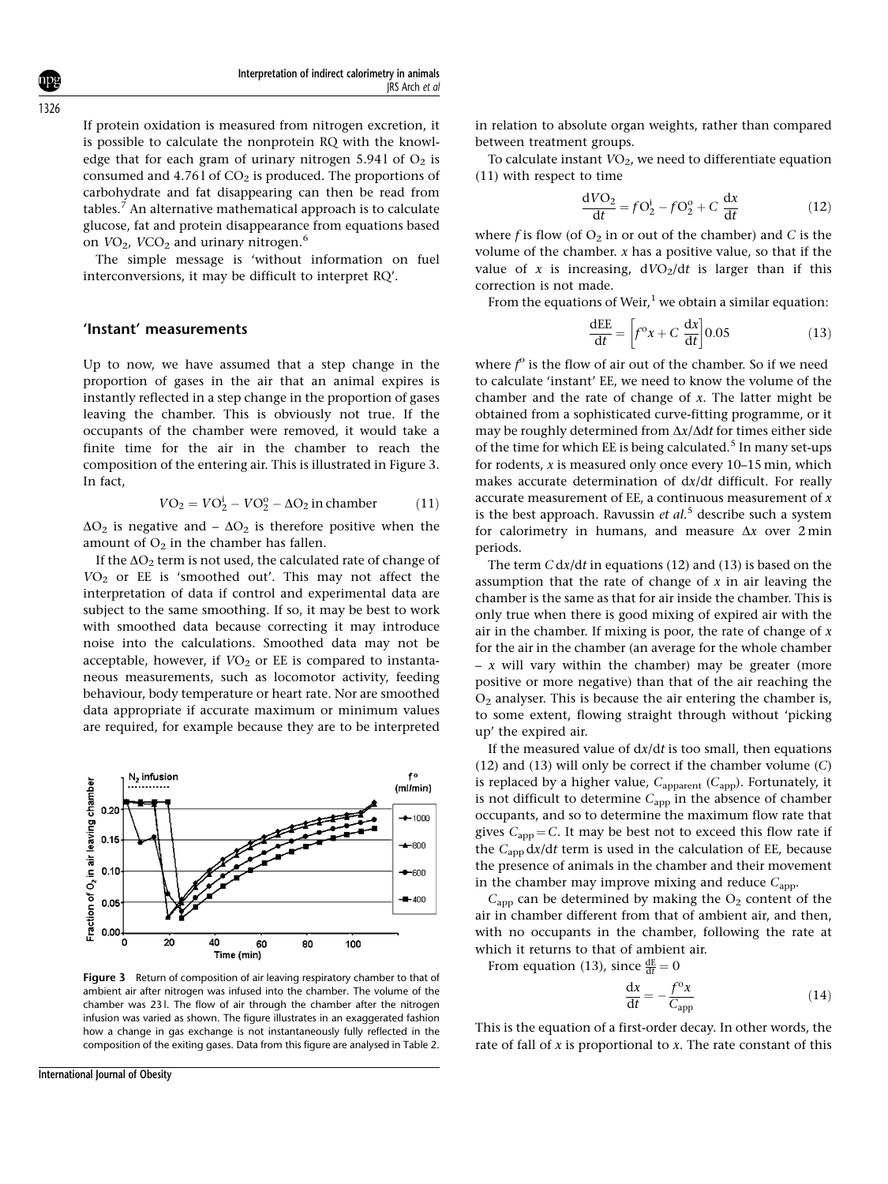If protein oxidation is measured from nitrogen excretion, it is possible to calculate the nonprotein RQ with the knowledge that for each gram of urinary nitrogen 5.94 l of $O_2$ is consumed and 4.76 l of $CO_2$ is produced. The proportions of carbohydrate and fat disappearing can then be read from tables.[7] An alternative mathematical approach is to calculate glucose, fat and protein disappearance from equations based on $VO_2$, $VCO_2$ and urinary nitrogen.[6]

The simple message is 'without information on fuel interconversions, it may be difficult to interpret RQ'.

## 'Instant' measurements

Up to now, we have assumed that a step change in the proportion of gases in the air that an animal expires is instantly reflected in a step change in the proportion of gases leaving the chamber. This is obviously not true. If the occupants of the chamber were removed, it would take a finite time for the air in the chamber to reach the composition of the entering air. This is illustrated in Figure 3. In fact,

$$VO_2 = VO_2^{i} - VO_2^{o} - \Delta O_2 \text{ in chamber} \qquad (11)$$

$\Delta O_2$ is negative and $-\Delta O_2$ is therefore positive when the amount of $O_2$ in the chamber has fallen.

If the $\Delta O_2$ term is not used, the calculated rate of change of $VO_2$ or EE is 'smoothed out'. This may not affect the interpretation of data if control and experimental data are subject to the same smoothing. If so, it may be best to work with smoothed data because correcting it may introduce noise into the calculations. Smoothed data may not be acceptable, however, if $VO_2$ or EE is compared to instantaneous measurements, such as locomotor activity, feeding behaviour, body temperature or heart rate. Nor are smoothed data appropriate if accurate maximum or minimum values are required, for example because they are to be interpreted in relation to absolute organ weights, rather than compared between treatment groups.

N$_2$ infusion
$f^o$ (ml/min)
1000
800
600
400
Fraction of O$_2$ in air leaving chamber
0.20
0.15
0.10
0.05
0.00
0
20
40
60
80
100
Time (min)

**Figure 3** Return of composition of air leaving respiratory chamber to that of ambient air after nitrogen was infused into the chamber. The volume of the chamber was 23 l. The flow of air through the chamber after the nitrogen infusion was varied as shown. The figure illustrates in an exaggerated fashion how a change in gas exchange is not instantaneously fully reflected in the composition of the exiting gases. Data from this figure are analysed in Table 2.

To calculate instant $VO_2$, we need to differentiate equation (11) with respect to time

$$\frac{dVO_2}{dt} = fO_2^{i} - fO_2^{o} + C\,\frac{dx}{dt} \qquad (12)$$

where $f$ is flow (of $O_2$ in or out of the chamber) and $C$ is the volume of the chamber. $x$ has a positive value, so that if the value of $x$ is increasing, $dVO_2/dt$ is larger than if this correction is not made.

From the equations of Weir,[1] we obtain a similar equation:

$$\frac{dEE}{dt} = \left[f^{o}x + C\,\frac{dx}{dt}\right]0.05 \qquad (13)$$

where $f^o$ is the flow of air out of the chamber. So if we need to calculate 'instant' EE, we need to know the volume of the chamber and the rate of change of $x$. The latter might be obtained from a sophisticated curve-fitting programme, or it may be roughly determined from $\Delta x/\Delta dt$ for times either side of the time for which EE is being calculated.[5] In many set-ups for rodents, $x$ is measured only once every 10–15 min, which makes accurate determination of $dx/dt$ difficult. For really accurate measurement of EE, a continuous measurement of $x$ is the best approach. Ravussin *et al.*[5] describe such a system for calorimetry in humans, and measure $\Delta x$ over 2 min periods.

The term $C\,dx/dt$ in equations (12) and (13) is based on the assumption that the rate of change of $x$ in air leaving the chamber is the same as that for air inside the chamber. This is only true when there is good mixing of expired air with the air in the chamber. If mixing is poor, the rate of change of $x$ for the air in the chamber (an average for the whole chamber – $x$ will vary within the chamber) may be greater (more positive or more negative) than that of the air reaching the $O_2$ analyser. This is because the air entering the chamber is, to some extent, flowing straight through without 'picking up' the expired air.

If the measured value of $dx/dt$ is too small, then equations (12) and (13) will only be correct if the chamber volume ($C$) is replaced by a higher value, $C_{apparent}$ ($C_{app}$). Fortunately, it is not difficult to determine $C_{app}$ in the absence of chamber occupants, and so to determine the maximum flow rate that gives $C_{app} = C$. It may be best not to exceed this flow rate if the $C_{app}\,dx/dt$ term is used in the calculation of EE, because the presence of animals in the chamber and their movement in the chamber may improve mixing and reduce $C_{app}$.

$C_{app}$ can be determined by making the $O_2$ content of the air in chamber different from that of ambient air, and then, with no occupants in the chamber, following the rate at which it returns to that of ambient air.

From equation (13), since $\frac{dE}{dt} = 0$

$$\frac{dx}{dt} = -\frac{f^{o}x}{C_{app}} \qquad (14)$$

This is the equation of a first-order decay. In other words, the rate of fall of $x$ is proportional to $x$. The rate constant of this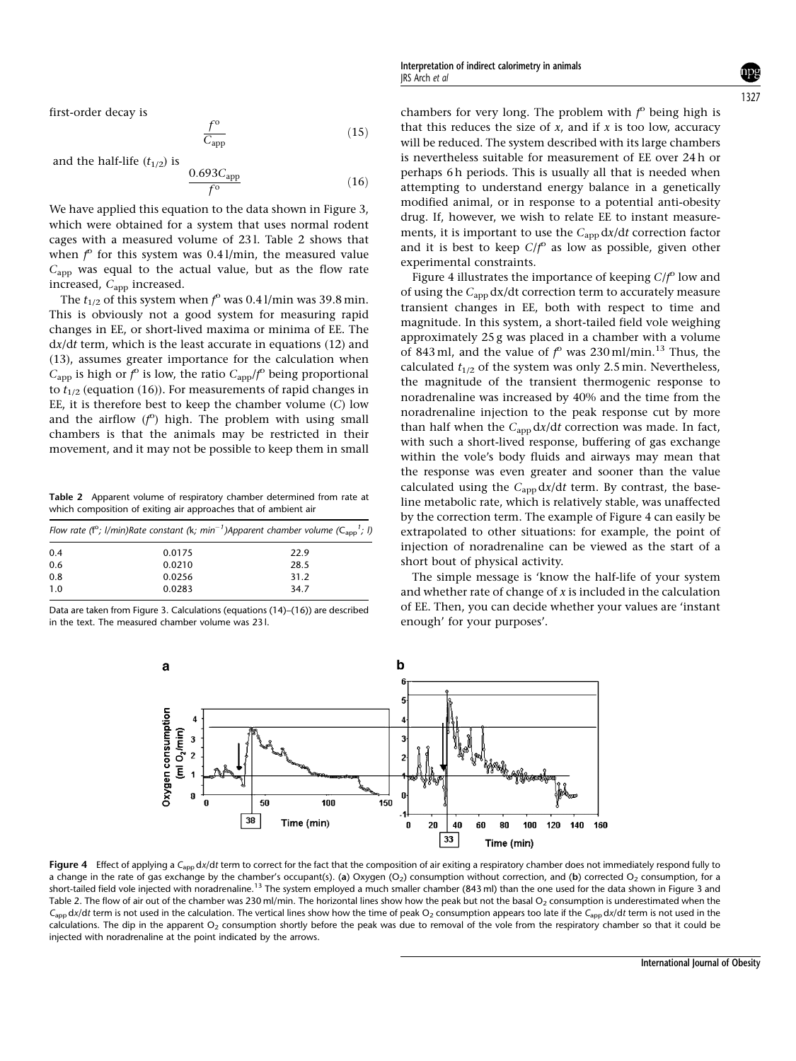first-order decay is

$$\frac{f^{o}}{C_{app}} \tag{15}$$

and the half-life ($t_{1/2}$) is

$$\frac{0.693C_{app}}{f^{o}} \tag{16}$$

We have applied this equation to the data shown in Figure 3, which were obtained for a system that uses normal rodent cages with a measured volume of 23 l. Table 2 shows that when $f^o$ for this system was 0.4 l/min, the measured value $C_{app}$ was equal to the actual value, but as the flow rate increased, $C_{app}$ increased.

The $t_{1/2}$ of this system when $f^o$ was 0.4 l/min was 39.8 min. This is obviously not a good system for measuring rapid changes in EE, or short-lived maxima or minima of EE. The d$x$/d$t$ term, which is the least accurate in equations (12) and (13), assumes greater importance for the calculation when $C_{app}$ is high or $f^o$ is low, the ratio $C_{app}/f^o$ being proportional to $t_{1/2}$ (equation (16)). For measurements of rapid changes in EE, it is therefore best to keep the chamber volume ($C$) low and the airflow ($f^o$) high. The problem with using small chambers is that the animals may be restricted in their movement, and it may not be possible to keep them in small chambers for very long. The problem with $f^o$ being high is that this reduces the size of $x$, and if $x$ is too low, accuracy will be reduced. The system described with its large chambers is nevertheless suitable for measurement of EE over 24 h or perhaps 6 h periods. This is usually all that is needed when attempting to understand energy balance in a genetically modified animal, or in response to a potential anti-obesity drug. If, however, we wish to relate EE to instant measurements, it is important to use the $C_{app}\,dx/dt$ correction factor and it is best to keep $C/f^o$ as low as possible, given other experimental constraints.

Figure 4 illustrates the importance of keeping $C/f^o$ low and of using the $C_{app}\,dx/dt$ correction term to accurately measure transient changes in EE, both with respect to time and magnitude. In this system, a short-tailed field vole weighing approximately 25 g was placed in a chamber with a volume of 843 ml, and the value of $f^o$ was 230 ml/min.[13] Thus, the calculated $t_{1/2}$ of the system was only 2.5 min. Nevertheless, the magnitude of the transient thermogenic response to noradrenaline was increased by 40% and the time from the noradrenaline injection to the peak response cut by more than half when the $C_{app}\,dx/dt$ correction was made. In fact, with such a short-lived response, buffering of gas exchange within the vole's body fluids and airways may mean that the response was even greater and sooner than the value calculated using the $C_{app}\,dx/dt$ term. By contrast, the baseline metabolic rate, which is relatively stable, was unaffected by the correction term. The example of Figure 4 can easily be extrapolated to other situations: for example, the point of injection of noradrenaline can be viewed as the start of a short bout of physical activity.

The simple message is 'know the half-life of your system and whether rate of change of $x$ is included in the calculation of EE. Then, you can decide whether your values are 'instant enough' for your purposes'.

**Table 2** Apparent volume of respiratory chamber determined from rate at which composition of exiting air approaches that of ambient air

| Flow rate ($f^o$; l/min) | Rate constant (k; min$^{-1}$) | Apparent chamber volume ($C_{app}$[1]; l) |
|---|---|---|
| 0.4 | 0.0175 | 22.9 |
| 0.6 | 0.0210 | 28.5 |
| 0.8 | 0.0256 | 31.2 |
| 1.0 | 0.0283 | 34.7 |

Data are taken from Figure 3. Calculations (equations (14)–(16)) are described in the text. The measured chamber volume was 23 l.

a

b

Oxygen consumption (ml O2/min)

Time (min)

38

33

**Figure 4** Effect of applying a $C_{app}\,dx/dt$ term to correct for the fact that the composition of air exiting a respiratory chamber does not immediately respond fully to a change in the rate of gas exchange by the chamber's occupant(s). (**a**) Oxygen ($O_2$) consumption without correction, and (**b**) corrected $O_2$ consumption, for a short-tailed field vole injected with noradrenaline.[13] The system employed a much smaller chamber (843 ml) than the one used for the data shown in Figure 3 and Table 2. The flow of air out of the chamber was 230 ml/min. The horizontal lines show how the peak but not the basal $O_2$ consumption is underestimated when the $C_{app}\,dx/dt$ term is not used in the calculation. The vertical lines show how the time of peak $O_2$ consumption appears too late if the $C_{app}\,dx/dt$ term is not used in the calculations. The dip in the apparent $O_2$ consumption shortly before the peak was due to removal of the vole from the respiratory chamber so that it could be injected with noradrenaline at the point indicated by the arrows.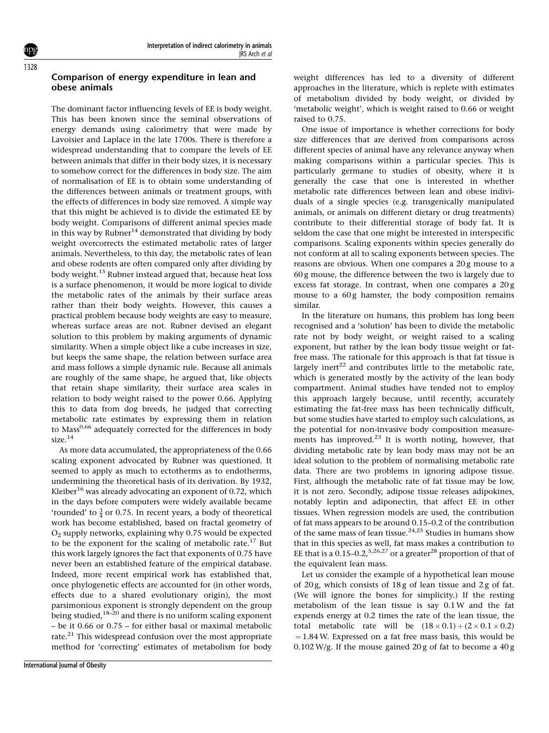## Comparison of energy expenditure in lean and obese animals

The dominant factor influencing levels of EE is body weight. This has been known since the seminal observations of energy demands using calorimetry that were made by Lavoisier and Laplace in the late 1700s. There is therefore a widespread understanding that to compare the levels of EE between animals that differ in their body sizes, it is necessary to somehow correct for the differences in body size. The aim of normalisation of EE is to obtain some understanding of the differences between animals or treatment groups, with the effects of differences in body size removed. A simple way that this might be achieved is to divide the estimated EE by body weight. Comparisons of different animal species made in this way by Rubner[14] demonstrated that dividing by body weight overcorrects the estimated metabolic rates of larger animals. Nevertheless, to this day, the metabolic rates of lean and obese rodents are often compared only after dividing by body weight.[15] Rubner instead argued that, because heat loss is a surface phenomenon, it would be more logical to divide the metabolic rates of the animals by their surface areas rather than their body weights. However, this causes a practical problem because body weights are easy to measure, whereas surface areas are not. Rubner devised an elegant solution to this problem by making arguments of dynamic similarity. When a simple object like a cube increases in size, but keeps the same shape, the relation between surface area and mass follows a simple dynamic rule. Because all animals are roughly of the same shape, he argued that, like objects that retain shape similarity, their surface area scales in relation to body weight raised to the power 0.66. Applying this to data from dog breeds, he judged that correcting metabolic rate estimates by expressing them in relation to $\text{Mass}^{0.66}$ adequately corrected for the differences in body size.[14]

As more data accumulated, the appropriateness of the 0.66 scaling exponent advocated by Rubner was questioned. It seemed to apply as much to ectotherms as to endotherms, undermining the theoretical basis of its derivation. By 1932, Kleiber[16] was already advocating an exponent of 0.72, which in the days before computers were widely available became 'rounded' to $\frac{3}{4}$ or 0.75. In recent years, a body of theoretical work has become established, based on fractal geometry of $O_2$ supply networks, explaining why 0.75 would be expected to be the exponent for the scaling of metabolic rate.[17] But this work largely ignores the fact that exponents of 0.75 have never been an established feature of the empirical database. Indeed, more recent empirical work has established that, once phylogenetic effects are accounted for (in other words, effects due to a shared evolutionary origin), the most parsimonious exponent is strongly dependent on the group being studied,[18–20] and there is no uniform scaling exponent – be it 0.66 or 0.75 – for either basal or maximal metabolic rate.[21] This widespread confusion over the most appropriate method for 'correcting' estimates of metabolism for body weight differences has led to a diversity of different approaches in the literature, which is replete with estimates of metabolism divided by body weight, or divided by 'metabolic weight', which is weight raised to 0.66 or weight raised to 0.75.

One issue of importance is whether corrections for body size differences that are derived from comparisons across different species of animal have any relevance anyway when making comparisons within a particular species. This is particularly germane to studies of obesity, where it is generally the case that one is interested in whether metabolic rate differences between lean and obese individuals of a single species (e.g. transgenically manipulated animals, or animals on different dietary or drug treatments) contribute to their differential storage of body fat. It is seldom the case that one might be interested in interspecific comparisons. Scaling exponents within species generally do not conform at all to scaling exponents between species. The reasons are obvious. When one compares a 20 g mouse to a 60 g mouse, the difference between the two is largely due to excess fat storage. In contrast, when one compares a 20 g mouse to a 60 g hamster, the body composition remains similar.

In the literature on humans, this problem has long been recognised and a 'solution' has been to divide the metabolic rate not by body weight, or weight raised to a scaling exponent, but rather by the lean body tissue weight or fat-free mass. The rationale for this approach is that fat tissue is largely inert[22] and contributes little to the metabolic rate, which is generated mostly by the activity of the lean body compartment. Animal studies have tended not to employ this approach largely because, until recently, accurately estimating the fat-free mass has been technically difficult, but some studies have started to employ such calculations, as the potential for non-invasive body composition measurements has improved.[23] It is worth noting, however, that dividing metabolic rate by lean body mass may not be an ideal solution to the problem of normalising metabolic rate data. There are two problems in ignoring adipose tissue. First, although the metabolic rate of fat tissue may be low, it is not zero. Secondly, adipose tissue releases adipokines, notably leptin and adiponectin, that affect EE in other tissues. When regression models are used, the contribution of fat mass appears to be around 0.15–0.2 of the contribution of the same mass of lean tissue.[24,25] Studies in humans show that in this species as well, fat mass makes a contribution to EE that is a 0.15–0.2,[5,26,27] or a greater[28] proportion of that of the equivalent lean mass.

Let us consider the example of a hypothetical lean mouse of 20 g, which consists of 18 g of lean tissue and 2 g of fat. (We will ignore the bones for simplicity.) If the resting metabolism of the lean tissue is say 0.1 W and the fat expends energy at 0.2 times the rate of the lean tissue, the total metabolic rate will be $(18 \times 0.1) + (2 \times 0.1 \times 0.2) = 1.84$ W. Expressed on a fat free mass basis, this would be 0.102 W/g. If the mouse gained 20 g of fat to become a 40 g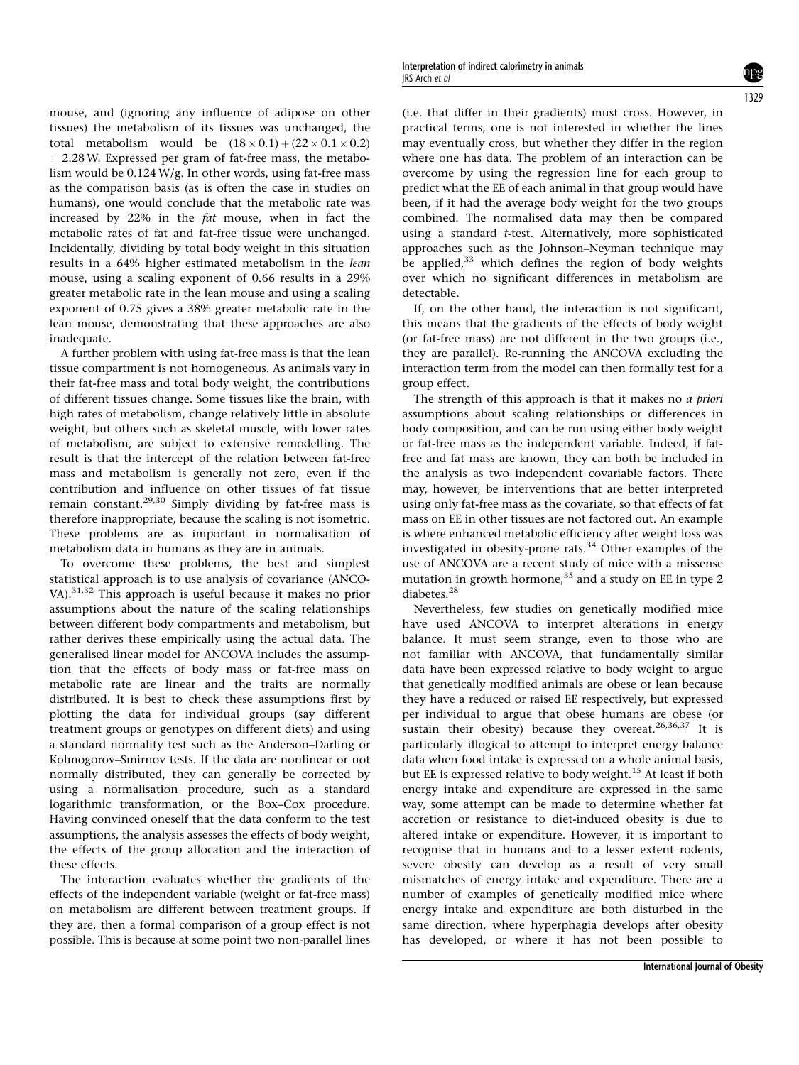mouse, and (ignoring any influence of adipose on other tissues) the metabolism of its tissues was unchanged, the total metabolism would be $(18 \times 0.1) + (22 \times 0.1 \times 0.2) = 2.28$ W. Expressed per gram of fat-free mass, the metabolism would be 0.124 W/g. In other words, using fat-free mass as the comparison basis (as is often the case in studies on humans), one would conclude that the metabolic rate was increased by 22% in the *fat* mouse, when in fact the metabolic rates of fat and fat-free tissue were unchanged. Incidentally, dividing by total body weight in this situation results in a 64% higher estimated metabolism in the *lean* mouse, using a scaling exponent of 0.66 results in a 29% greater metabolic rate in the lean mouse and using a scaling exponent of 0.75 gives a 38% greater metabolic rate in the lean mouse, demonstrating that these approaches are also inadequate.

A further problem with using fat-free mass is that the lean tissue compartment is not homogeneous. As animals vary in their fat-free mass and total body weight, the contributions of different tissues change. Some tissues like the brain, with high rates of metabolism, change relatively little in absolute weight, but others such as skeletal muscle, with lower rates of metabolism, are subject to extensive remodelling. The result is that the intercept of the relation between fat-free mass and metabolism is generally not zero, even if the contribution and influence on other tissues of fat tissue remain constant.[29,30] Simply dividing by fat-free mass is therefore inappropriate, because the scaling is not isometric. These problems are as important in normalisation of metabolism data in humans as they are in animals.

To overcome these problems, the best and simplest statistical approach is to use analysis of covariance (ANCOVA).[31,32] This approach is useful because it makes no prior assumptions about the nature of the scaling relationships between different body compartments and metabolism, but rather derives these empirically using the actual data. The generalised linear model for ANCOVA includes the assumption that the effects of body mass or fat-free mass on metabolic rate are linear and the traits are normally distributed. It is best to check these assumptions first by plotting the data for individual groups (say different treatment groups or genotypes on different diets) and using a standard normality test such as the Anderson–Darling or Kolmogorov–Smirnov tests. If the data are nonlinear or not normally distributed, they can generally be corrected by using a normalisation procedure, such as a standard logarithmic transformation, or the Box–Cox procedure. Having convinced oneself that the data conform to the test assumptions, the analysis assesses the effects of body weight, the effects of the group allocation and the interaction of these effects.

The interaction evaluates whether the gradients of the effects of the independent variable (weight or fat-free mass) on metabolism are different between treatment groups. If they are, then a formal comparison of a group effect is not possible. This is because at some point two non-parallel lines (i.e. that differ in their gradients) must cross. However, in practical terms, one is not interested in whether the lines may eventually cross, but whether they differ in the region where one has data. The problem of an interaction can be overcome by using the regression line for each group to predict what the EE of each animal in that group would have been, if it had the average body weight for the two groups combined. The normalised data may then be compared using a standard *t*-test. Alternatively, more sophisticated approaches such as the Johnson–Neyman technique may be applied,[33] which defines the region of body weights over which no significant differences in metabolism are detectable.

If, on the other hand, the interaction is not significant, this means that the gradients of the effects of body weight (or fat-free mass) are not different in the two groups (i.e., they are parallel). Re-running the ANCOVA excluding the interaction term from the model can then formally test for a group effect.

The strength of this approach is that it makes no *a priori* assumptions about scaling relationships or differences in body composition, and can be run using either body weight or fat-free mass as the independent variable. Indeed, if fat-free and fat mass are known, they can both be included in the analysis as two independent covariable factors. There may, however, be interventions that are better interpreted using only fat-free mass as the covariate, so that effects of fat mass on EE in other tissues are not factored out. An example is where enhanced metabolic efficiency after weight loss was investigated in obesity-prone rats.[34] Other examples of the use of ANCOVA are a recent study of mice with a missense mutation in growth hormone,[35] and a study on EE in type 2 diabetes.[28]

Nevertheless, few studies on genetically modified mice have used ANCOVA to interpret alterations in energy balance. It must seem strange, even to those who are not familiar with ANCOVA, that fundamentally similar data have been expressed relative to body weight to argue that genetically modified animals are obese or lean because they have a reduced or raised EE respectively, but expressed per individual to argue that obese humans are obese (or sustain their obesity) because they overeat.[26,36,37] It is particularly illogical to attempt to interpret energy balance data when food intake is expressed on a whole animal basis, but EE is expressed relative to body weight.[15] At least if both energy intake and expenditure are expressed in the same way, some attempt can be made to determine whether fat accretion or resistance to diet-induced obesity is due to altered intake or expenditure. However, it is important to recognise that in humans and to a lesser extent rodents, severe obesity can develop as a result of very small mismatches of energy intake and expenditure. There are a number of examples of genetically modified mice where energy intake and expenditure are both disturbed in the same direction, where hyperphagia develops after obesity has developed, or where it has not been possible to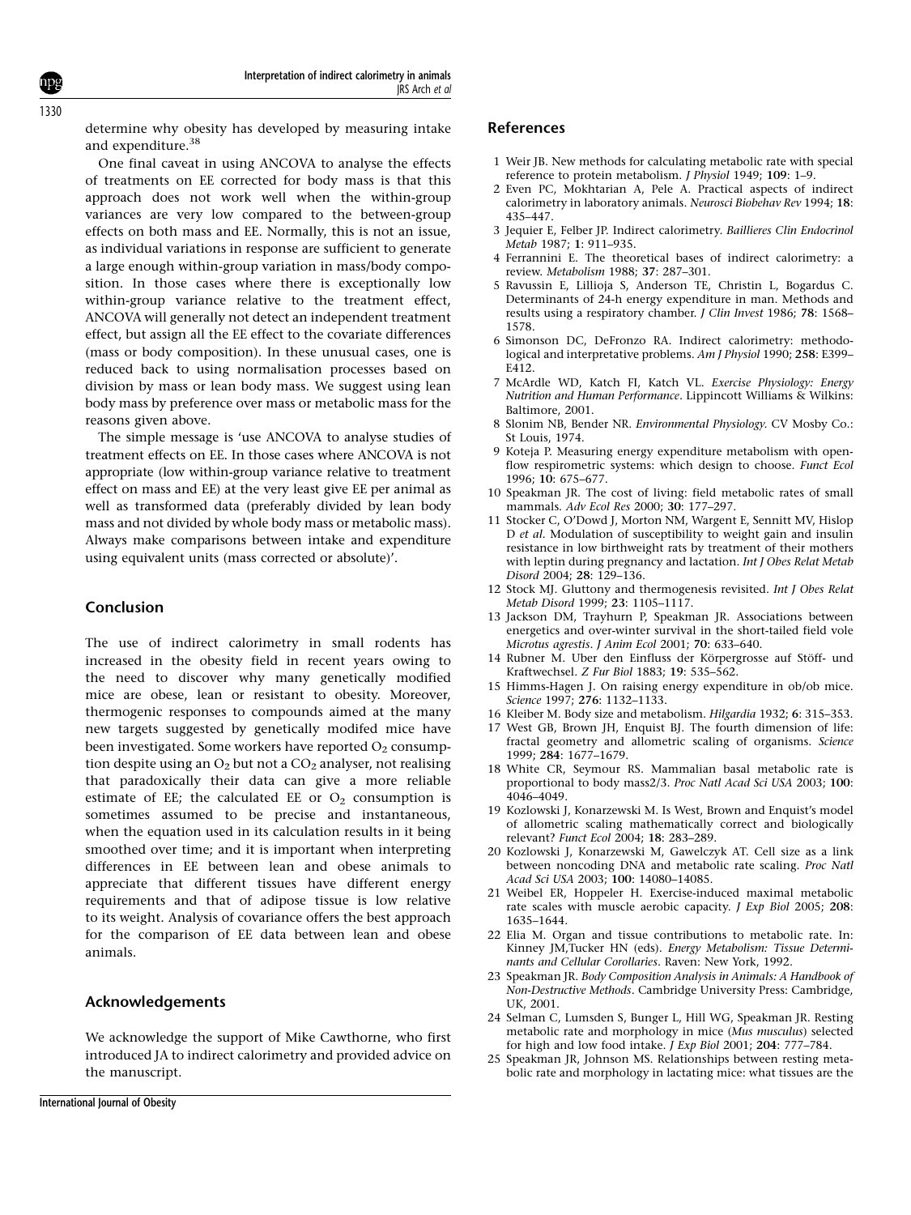determine why obesity has developed by measuring intake and expenditure.[38]

One final caveat in using ANCOVA to analyse the effects of treatments on EE corrected for body mass is that this approach does not work well when the within-group variances are very low compared to the between-group effects on both mass and EE. Normally, this is not an issue, as individual variations in response are sufficient to generate a large enough within-group variation in mass/body composition. In those cases where there is exceptionally low within-group variance relative to the treatment effect, ANCOVA will generally not detect an independent treatment effect, but assign all the EE effect to the covariate differences (mass or body composition). In these unusual cases, one is reduced back to using normalisation processes based on division by mass or lean body mass. We suggest using lean body mass by preference over mass or metabolic mass for the reasons given above.

The simple message is 'use ANCOVA to analyse studies of treatment effects on EE. In those cases where ANCOVA is not appropriate (low within-group variance relative to treatment effect on mass and EE) at the very least give EE per animal as well as transformed data (preferably divided by lean body mass and not divided by whole body mass or metabolic mass). Always make comparisons between intake and expenditure using equivalent units (mass corrected or absolute)'.

## Conclusion

The use of indirect calorimetry in small rodents has increased in the obesity field in recent years owing to the need to discover why many genetically modified mice are obese, lean or resistant to obesity. Moreover, thermogenic responses to compounds aimed at the many new targets suggested by genetically modifed mice have been investigated. Some workers have reported $O_2$ consumption despite using an $O_2$ but not a $CO_2$ analyser, not realising that paradoxically their data can give a more reliable estimate of EE; the calculated EE or $O_2$ consumption is sometimes assumed to be precise and instantaneous, when the equation used in its calculation results in it being smoothed over time; and it is important when interpreting differences in EE between lean and obese animals to appreciate that different tissues have different energy requirements and that of adipose tissue is low relative to its weight. Analysis of covariance offers the best approach for the comparison of EE data between lean and obese animals.

## Acknowledgements

We acknowledge the support of Mike Cawthorne, who first introduced JA to indirect calorimetry and provided advice on the manuscript.

## References

1 Weir JB. New methods for calculating metabolic rate with special reference to protein metabolism. *J Physiol* 1949; **109**: 1–9.
2 Even PC, Mokhtarian A, Pele A. Practical aspects of indirect calorimetry in laboratory animals. *Neurosci Biobehav Rev* 1994; **18**: 435–447.
3 Jequier E, Felber JP. Indirect calorimetry. *Baillieres Clin Endocrinol Metab* 1987; **1**: 911–935.
4 Ferrannini E. The theoretical bases of indirect calorimetry: a review. *Metabolism* 1988; **37**: 287–301.
5 Ravussin E, Lillioja S, Anderson TE, Christin L, Bogardus C. Determinants of 24-h energy expenditure in man. Methods and results using a respiratory chamber. *J Clin Invest* 1986; **78**: 1568–1578.
6 Simonson DC, DeFronzo RA. Indirect calorimetry: methodological and interpretative problems. *Am J Physiol* 1990; **258**: E399–E412.
7 McArdle WD, Katch FI, Katch VL. *Exercise Physiology: Energy Nutrition and Human Performance*. Lippincott Williams & Wilkins: Baltimore, 2001.
8 Slonim NB, Bender NR. *Environmental Physiology.* CV Mosby Co.: St Louis, 1974.
9 Koteja P. Measuring energy expenditure metabolism with open-flow respirometric systems: which design to choose. *Funct Ecol* 1996; **10**: 675–677.
10 Speakman JR. The cost of living: field metabolic rates of small mammals. *Adv Ecol Res* 2000; **30**: 177–297.
11 Stocker C, O'Dowd J, Morton NM, Wargent E, Sennitt MV, Hislop D *et al*. Modulation of susceptibility to weight gain and insulin resistance in low birthweight rats by treatment of their mothers with leptin during pregnancy and lactation. *Int J Obes Relat Metab Disord* 2004; **28**: 129–136.
12 Stock MJ. Gluttony and thermogenesis revisited. *Int J Obes Relat Metab Disord* 1999; **23**: 1105–1117.
13 Jackson DM, Trayhurn P, Speakman JR. Associations between energetics and over-winter survival in the short-tailed field vole *Microtus agrestis*. *J Anim Ecol* 2001; **70**: 633–640.
14 Rubner M. Uber den Einfluss der Körpergrosse auf Stöff- und Kraftwechsel. *Z Fur Biol* 1883; **19**: 535–562.
15 Himms-Hagen J. On raising energy expenditure in ob/ob mice. *Science* 1997; **276**: 1132–1133.
16 Kleiber M. Body size and metabolism. *Hilgardia* 1932; **6**: 315–353.
17 West GB, Brown JH, Enquist BJ. The fourth dimension of life: fractal geometry and allometric scaling of organisms. *Science* 1999; **284**: 1677–1679.
18 White CR, Seymour RS. Mammalian basal metabolic rate is proportional to body mass2/3. *Proc Natl Acad Sci USA* 2003; **100**: 4046–4049.
19 Kozlowski J, Konarzewski M. Is West, Brown and Enquist's model of allometric scaling mathematically correct and biologically relevant? *Funct Ecol* 2004; **18**: 283–289.
20 Kozlowski J, Konarzewski M, Gawelczyk AT. Cell size as a link between noncoding DNA and metabolic rate scaling. *Proc Natl Acad Sci USA* 2003; **100**: 14080–14085.
21 Weibel ER, Hoppeler H. Exercise-induced maximal metabolic rate scales with muscle aerobic capacity. *J Exp Biol* 2005; **208**: 1635–1644.
22 Elia M. Organ and tissue contributions to metabolic rate. In: Kinney JM,Tucker HN (eds). *Energy Metabolism: Tissue Determinants and Cellular Corollaries*. Raven: New York, 1992.
23 Speakman JR. *Body Composition Analysis in Animals: A Handbook of Non-Destructive Methods*. Cambridge University Press: Cambridge, UK, 2001.
24 Selman C, Lumsden S, Bunger L, Hill WG, Speakman JR. Resting metabolic rate and morphology in mice (*Mus musculus*) selected for high and low food intake. *J Exp Biol* 2001; **204**: 777–784.
25 Speakman JR, Johnson MS. Relationships between resting metabolic rate and morphology in lactating mice: what tissues are the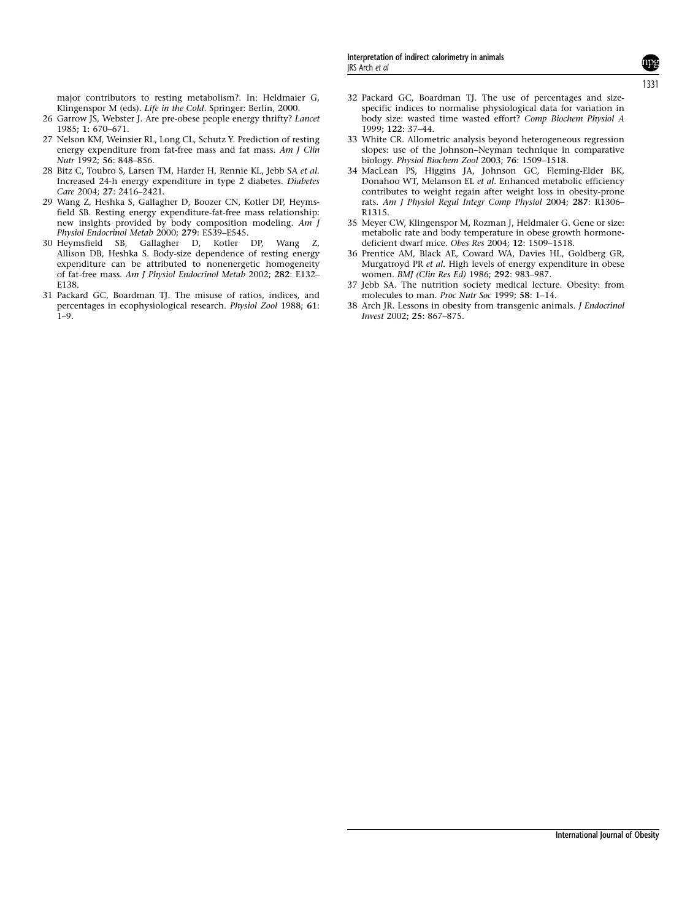major contributors to resting metabolism?. In: Heldmaier G, Klingenspor M (eds). *Life in the Cold*. Springer: Berlin, 2000.

26 Garrow JS, Webster J. Are pre-obese people energy thrifty? *Lancet* 1985; **1**: 670–671.

27 Nelson KM, Weinsier RL, Long CL, Schutz Y. Prediction of resting energy expenditure from fat-free mass and fat mass. *Am J Clin Nutr* 1992; **56**: 848–856.

28 Bitz C, Toubro S, Larsen TM, Harder H, Rennie KL, Jebb SA *et al*. Increased 24-h energy expenditure in type 2 diabetes. *Diabetes Care* 2004; **27**: 2416–2421.

29 Wang Z, Heshka S, Gallagher D, Boozer CN, Kotler DP, Heymsfield SB. Resting energy expenditure-fat-free mass relationship: new insights provided by body composition modeling. *Am J Physiol Endocrinol Metab* 2000; **279**: E539–E545.

30 Heymsfield SB, Gallagher D, Kotler DP, Wang Z, Allison DB, Heshka S. Body-size dependence of resting energy expenditure can be attributed to nonenergetic homogeneity of fat-free mass. *Am J Physiol Endocrinol Metab* 2002; **282**: E132–E138.

31 Packard GC, Boardman TJ. The misuse of ratios, indices, and percentages in ecophysiological research. *Physiol Zool* 1988; **61**: 1–9.

32 Packard GC, Boardman TJ. The use of percentages and size-specific indices to normalise physiological data for variation in body size: wasted time wasted effort? *Comp Biochem Physiol A* 1999; **122**: 37–44.

33 White CR. Allometric analysis beyond heterogeneous regression slopes: use of the Johnson–Neyman technique in comparative biology. *Physiol Biochem Zool* 2003; **76**: 1509–1518.

34 MacLean PS, Higgins JA, Johnson GC, Fleming-Elder BK, Donahoo WT, Melanson EL *et al*. Enhanced metabolic efficiency contributes to weight regain after weight loss in obesity-prone rats. *Am J Physiol Regul Integr Comp Physiol* 2004; **287**: R1306–R1315.

35 Meyer CW, Klingenspor M, Rozman J, Heldmaier G. Gene or size: metabolic rate and body temperature in obese growth hormone-deficient dwarf mice. *Obes Res* 2004; **12**: 1509–1518.

36 Prentice AM, Black AE, Coward WA, Davies HL, Goldberg GR, Murgatroyd PR *et al*. High levels of energy expenditure in obese women. *BMJ (Clin Res Ed)* 1986; **292**: 983–987.

37 Jebb SA. The nutrition society medical lecture. Obesity: from molecules to man. *Proc Nutr Soc* 1999; **58**: 1–14.

38 Arch JR. Lessons in obesity from transgenic animals. *J Endocrinol Invest* 2002; **25**: 867–875.